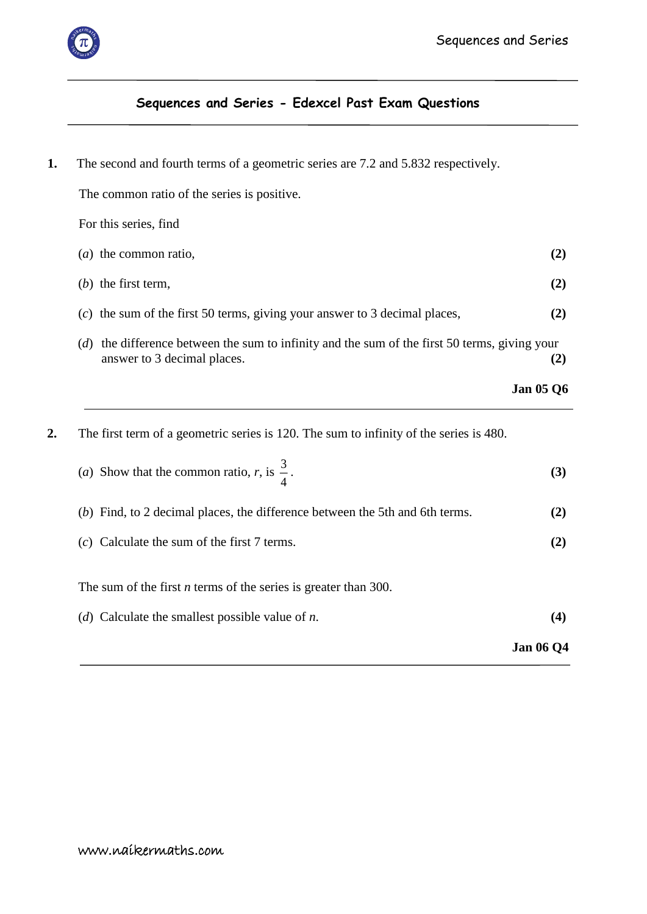## Sequences and Series - Edexcel Past Exam Questions

**1.** The second and fourth terms of a geometric series are 7.2 and 5.832 respectively.

The common ratio of the series is positive.

For this series, find

(*a*) the common ratio, **(2)**

(*b*) the first term, **(2)**

(*c*) the sum of the first 50 terms, giving your answer to 3 decimal places, **(2)**

(*d*) the difference between the sum to infinity and the sum of the first 50 terms, giving your answer to 3 decimal places. **(2)**

**Jan 05 Q6**

---

**2.** The first term of a geometric series is 120. The sum to infinity of the series is 480.

(*a*) Show that the common ratio, $r$, is $\frac{3}{4}$. **(3)**

(*b*) Find, to 2 decimal places, the difference between the 5th and 6th terms. **(2)**

(*c*) Calculate the sum of the first 7 terms. **(2)**

The sum of the first $n$ terms of the series is greater than 300.

(*d*) Calculate the smallest possible value of $n$. **(4)**

**Jan 06 Q4**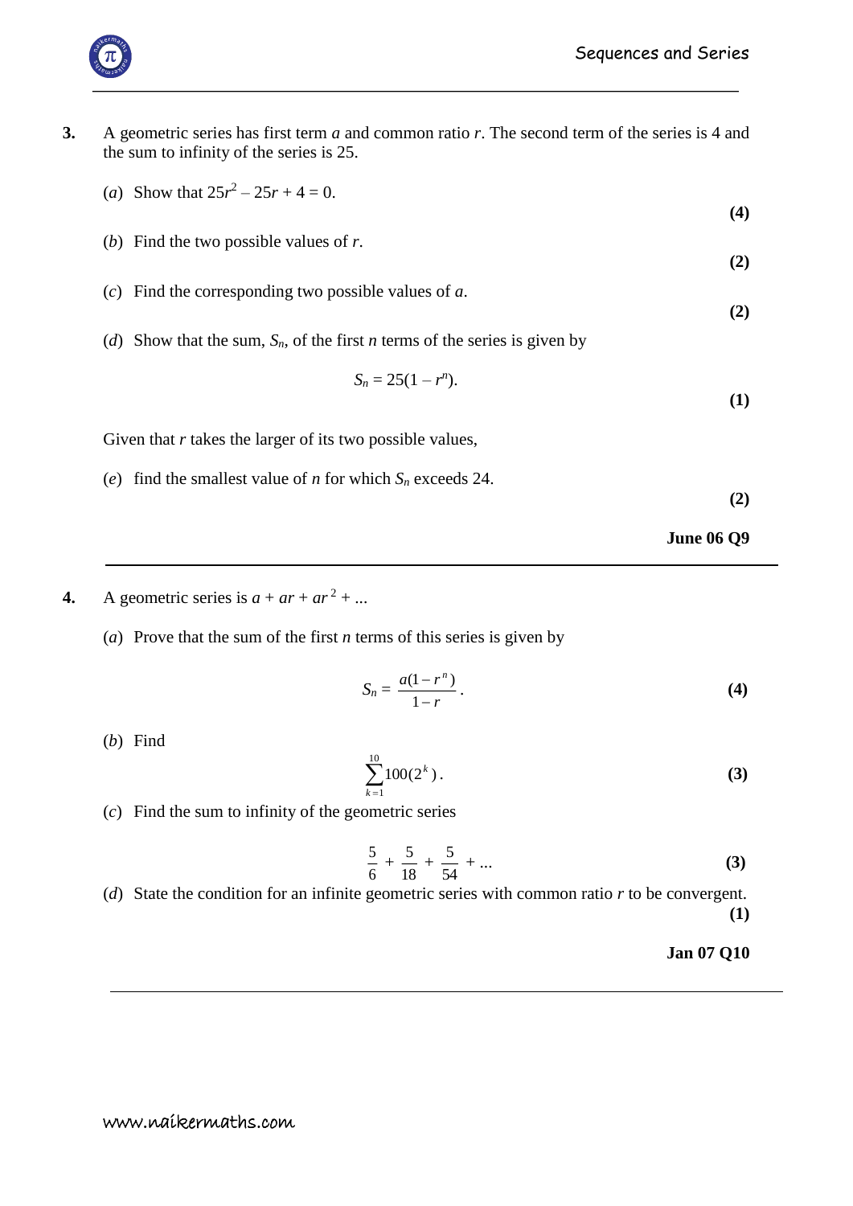**3.** A geometric series has first term $a$ and common ratio $r$. The second term of the series is 4 and the sum to infinity of the series is 25.

(*a*) Show that $25r^2 - 25r + 4 = 0$.
**(4)**

(*b*) Find the two possible values of $r$.
**(2)**

(*c*) Find the corresponding two possible values of $a$.
**(2)**

(*d*) Show that the sum, $S_n$, of the first $n$ terms of the series is given by

$$S_n = 25(1 - r^n).$$
**(1)**

Given that $r$ takes the larger of its two possible values,

(*e*) find the smallest value of $n$ for which $S_n$ exceeds 24.
**(2)**

**June 06 Q9**

---

**4.** A geometric series is $a + ar + ar^2 + ...$

(*a*) Prove that the sum of the first $n$ terms of this series is given by

$$S_n = \frac{a(1 - r^n)}{1 - r}.$$
**(4)**

(*b*) Find

$$\sum_{k=1}^{10} 100(2^k).$$
**(3)**

(*c*) Find the sum to infinity of the geometric series

$$\frac{5}{6} + \frac{5}{18} + \frac{5}{54} + ...$$
**(3)**

(*d*) State the condition for an infinite geometric series with common ratio $r$ to be convergent.
**(1)**

**Jan 07 Q10**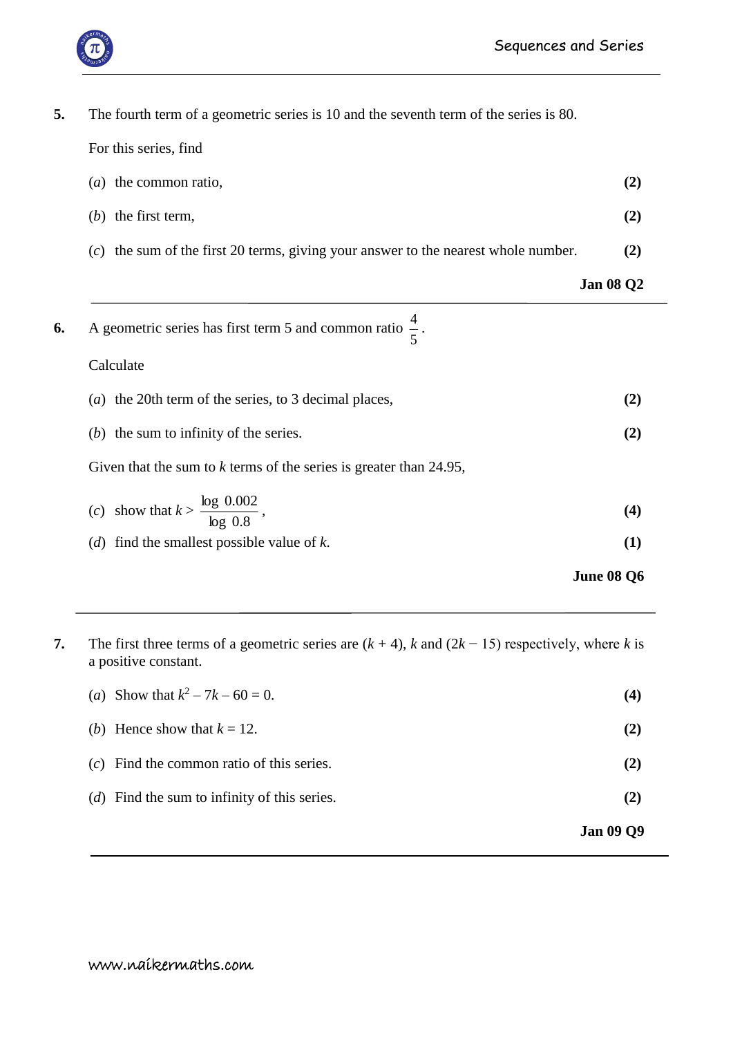**5.** The fourth term of a geometric series is 10 and the seventh term of the series is 80.

For this series, find

(*a*) the common ratio, **(2)**

(*b*) the first term, **(2)**

(*c*) the sum of the first 20 terms, giving your answer to the nearest whole number. **(2)**

**Jan 08 Q2**

---

**6.** A geometric series has first term 5 and common ratio $\frac{4}{5}$.

Calculate

(*a*) the 20th term of the series, to 3 decimal places, **(2)**

(*b*) the sum to infinity of the series. **(2)**

Given that the sum to $k$ terms of the series is greater than 24.95,

(*c*) show that $k > \frac{\log 0.002}{\log 0.8}$, **(4)**

(*d*) find the smallest possible value of $k$. **(1)**

**June 08 Q6**

---

**7.** The first three terms of a geometric series are $(k + 4)$, $k$ and $(2k - 15)$ respectively, where $k$ is a positive constant.

(*a*) Show that $k^2 - 7k - 60 = 0$. **(4)**

(*b*) Hence show that $k = 12$. **(2)**

(*c*) Find the common ratio of this series. **(2)**

(*d*) Find the sum to infinity of this series. **(2)**

**Jan 09 Q9**

---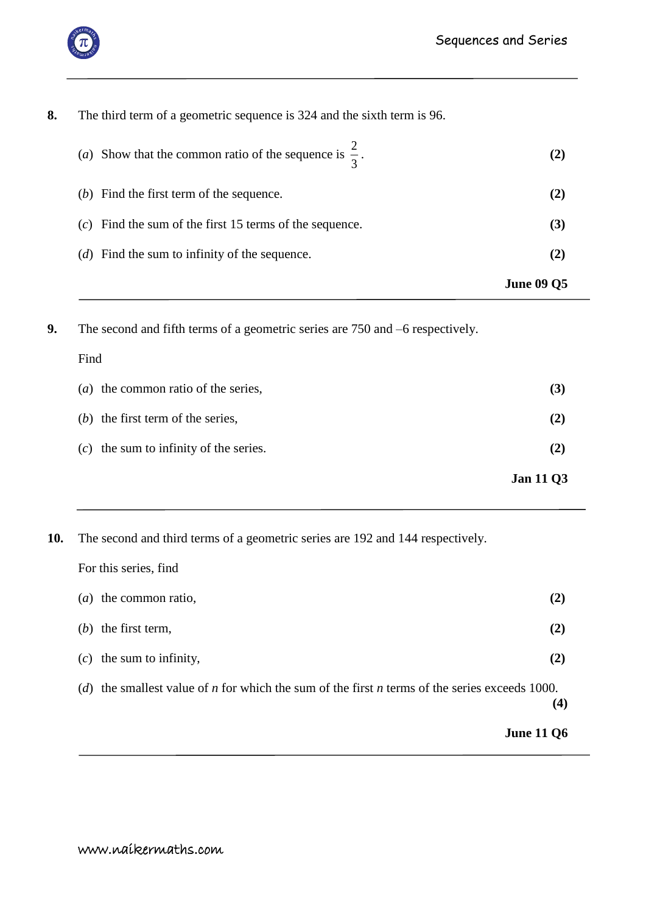**8.** The third term of a geometric sequence is 324 and the sixth term is 96.

(*a*) Show that the common ratio of the sequence is $\frac{2}{3}$. **(2)**

(*b*) Find the first term of the sequence. **(2)**

(*c*) Find the sum of the first 15 terms of the sequence. **(3)**

(*d*) Find the sum to infinity of the sequence. **(2)**

**June 09 Q5**

---

**9.** The second and fifth terms of a geometric series are 750 and –6 respectively.

Find

(*a*) the common ratio of the series, **(3)**

(*b*) the first term of the series, **(2)**

(*c*) the sum to infinity of the series. **(2)**

**Jan 11 Q3**

---

**10.** The second and third terms of a geometric series are 192 and 144 respectively.

For this series, find

(*a*) the common ratio, **(2)**

(*b*) the first term, **(2)**

(*c*) the sum to infinity, **(2)**

(*d*) the smallest value of $n$ for which the sum of the first $n$ terms of the series exceeds 1000. **(4)**

**June 11 Q6**